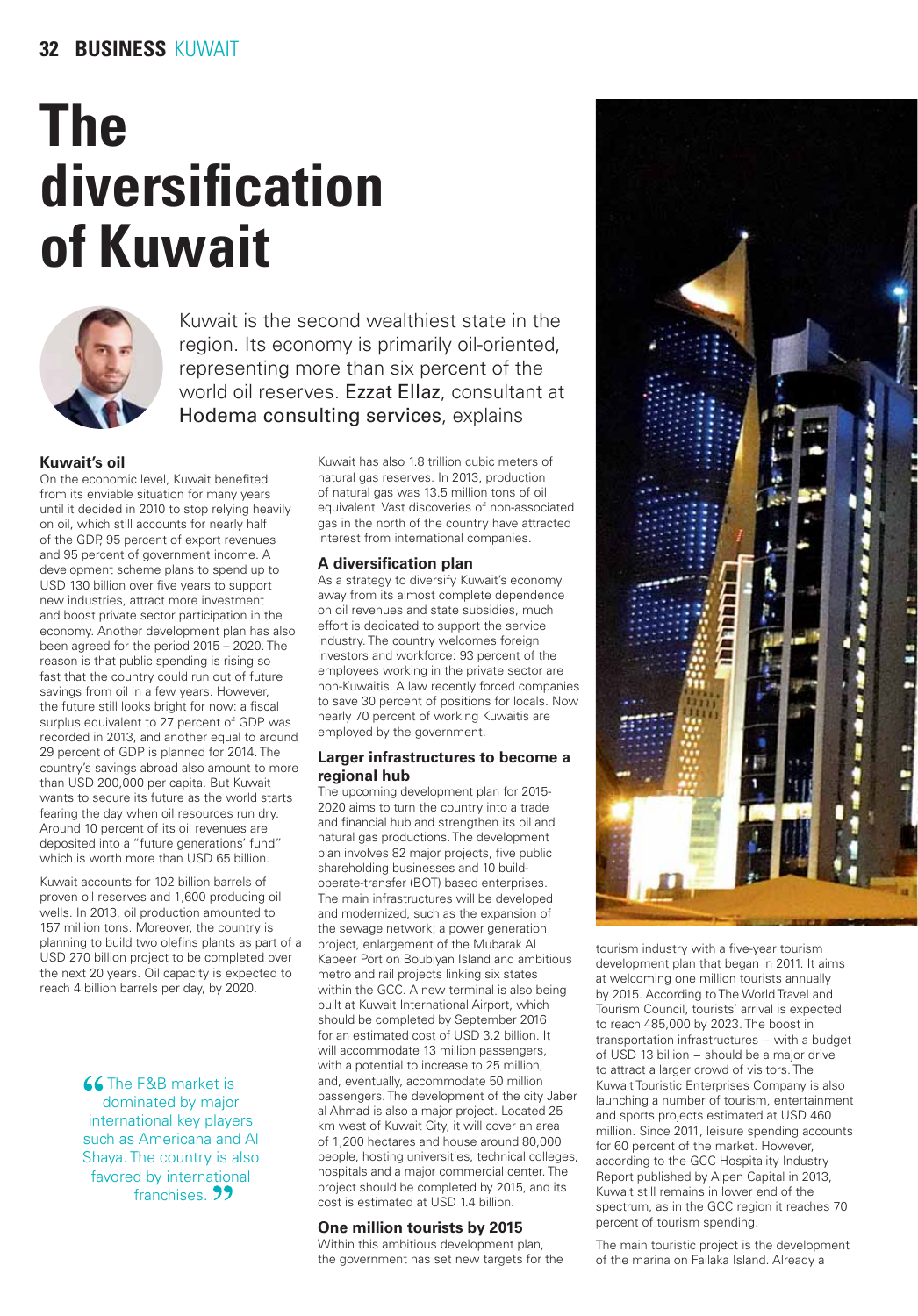# The diversification of Kuwait

Kuwait is the second wealthiest state in the region. Its economy is primarily oil-oriented, representing more than six percent of the world oil reserves. Ezzat Ellaz, consultant at Hodema consulting services, explains

### Kuwait's oil

On the economic level, Kuwait benefited from its enviable situation for many years until it decided in 2010 to stop relying heavily on oil, which still accounts for nearly half of the GDP, 95 percent of export revenues and 95 percent of government income. A development scheme plans to spend up to USD 130 billion over five years to support new industries, attract more investment and boost private sector participation in the economy. Another development plan has also been agreed for the period 2015 – 2020. The reason is that public spending is rising so fast that the country could run out of future savings from oil in a few years. However, the future still looks bright for now: a fiscal surplus equivalent to 27 percent of GDP was recorded in 2013, and another equal to around 29 percent of GDP is planned for 2014. The country's savings abroad also amount to more than USD 200,000 per capita. But Kuwait wants to secure its future as the world starts fearing the day when oil resources run dry. Around 10 percent of its oil revenues are deposited into a "future generations' fund" which is worth more than USD 65 billion.

Kuwait accounts for 102 billion barrels of proven oil reserves and 1,600 producing oil wells. In 2013, oil production amounted to 157 million tons. Moreover, the country is planning to build two olefins plants as part of a USD 270 billion project to be completed over the next 20 years. Oil capacity is expected to reach 4 billion barrels per day, by 2020.

> "The F&B market is dominated by major international key players such as Americana and Al Shaya. The country is also favored by international franchises."

Kuwait has also 1.8 trillion cubic meters of natural gas reserves. In 2013, production of natural gas was 13.5 million tons of oil equivalent. Vast discoveries of non-associated gas in the north of the country have attracted interest from international companies.

### A diversification plan

As a strategy to diversify Kuwait's economy away from its almost complete dependence on oil revenues and state subsidies, much effort is dedicated to support the service industry. The country welcomes foreign investors and workforce: 93 percent of the employees working in the private sector are non-Kuwaitis. A law recently forced companies to save 30 percent of positions for locals. Now nearly 70 percent of working Kuwaitis are employed by the government.

### Larger infrastructures to become a regional hub

The upcoming development plan for 2015-2020 aims to turn the country into a trade and financial hub and strengthen its oil and natural gas productions. The development plan involves 82 major projects, five public shareholding businesses and 10 build-operate-transfer (BOT) based enterprises. The main infrastructures will be developed and modernized, such as the expansion of the sewage network; a power generation project, enlargement of the Mubarak Al Kabeer Port on Boubiyan Island and ambitious metro and rail projects linking six states within the GCC. A new terminal is also being built at Kuwait International Airport, which should be completed by September 2016 for an estimated cost of USD 3.2 billion. It will accommodate 13 million passengers, with a potential to increase to 25 million, and, eventually, accommodate 50 million passengers. The development of the city Jaber al Ahmad is also a major project. Located 25 km west of Kuwait City, it will cover an area of 1,200 hectares and house around 80,000 people, hosting universities, technical colleges, hospitals and a major commercial center. The project should be completed by 2015, and its cost is estimated at USD 1.4 billion.

### One million tourists by 2015

Within this ambitious development plan, the government has set new targets for the tourism industry with a five-year tourism development plan that began in 2011. It aims at welcoming one million tourists annually by 2015. According to The World Travel and Tourism Council, tourists' arrival is expected to reach 485,000 by 2023. The boost in transportation infrastructures – with a budget of USD 13 billion – should be a major drive to attract a larger crowd of visitors. The Kuwait Touristic Enterprises Company is also launching a number of tourism, entertainment and sports projects estimated at USD 460 million. Since 2011, leisure spending accounts for 60 percent of the market. However, according to the GCC Hospitality Industry Report published by Alpen Capital in 2013, Kuwait still remains in lower end of the spectrum, as in the GCC region it reaches 70 percent of tourism spending.

The main touristic project is the development of the marina on Failaka Island. Already a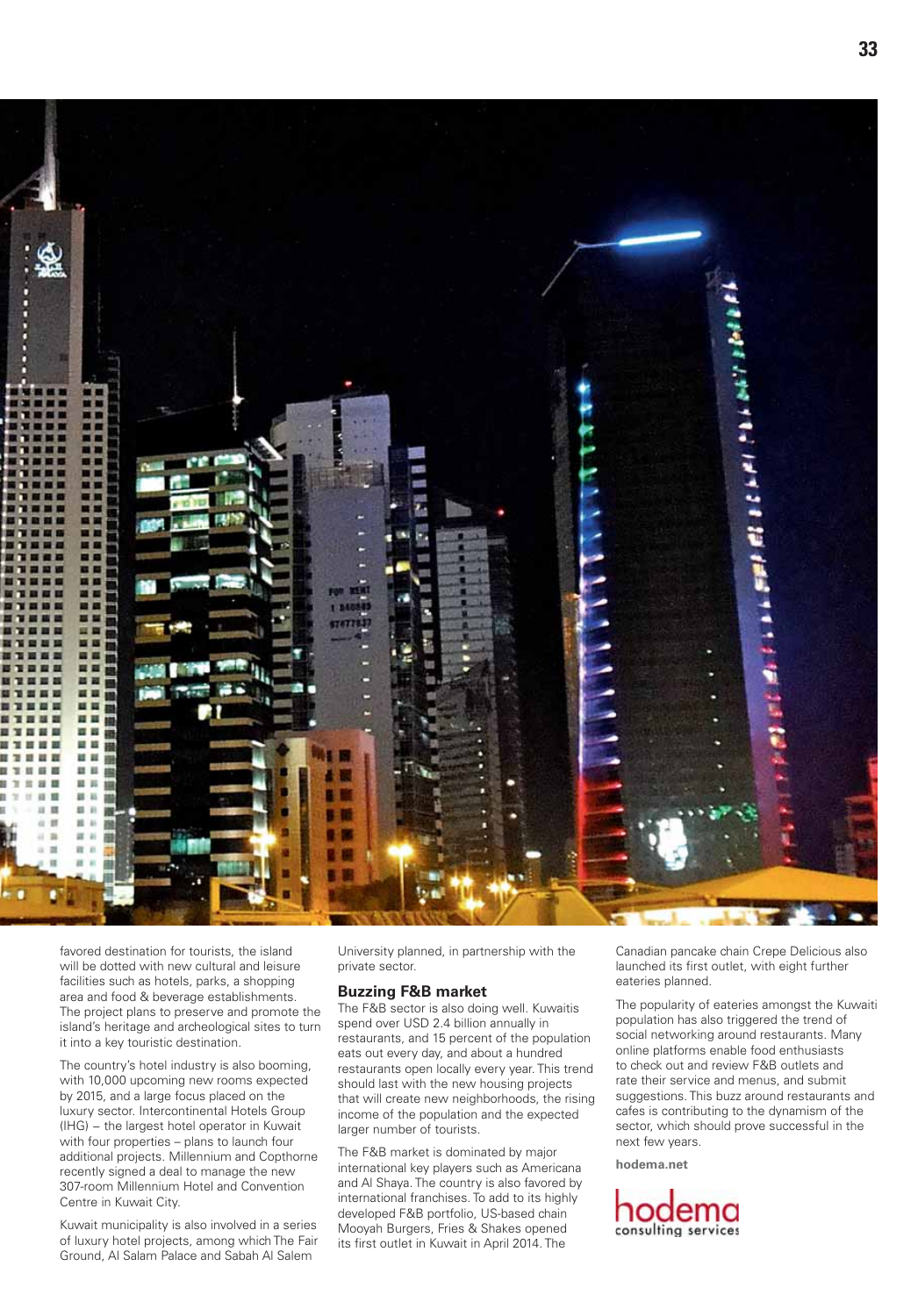favored destination for tourists, the island will be dotted with new cultural and leisure facilities such as hotels, parks, a shopping area and food & beverage establishments. The project plans to preserve and promote the island's heritage and archeological sites to turn it into a key touristic destination.

The country's hotel industry is also booming, with 10,000 upcoming new rooms expected by 2015, and a large focus placed on the luxury sector. Intercontinental Hotels Group (IHG) – the largest hotel operator in Kuwait with four properties – plans to launch four additional projects. Millennium and Copthorne recently signed a deal to manage the new 307-room Millennium Hotel and Convention Centre in Kuwait City.

Kuwait municipality is also involved in a series of luxury hotel projects, among which The Fair Ground, Al Salam Palace and Sabah Al Salem University planned, in partnership with the private sector.

### Buzzing F&B market

The F&B sector is also doing well. Kuwaitis spend over USD 2.4 billion annually in restaurants, and 15 percent of the population eats out every day, and about a hundred restaurants open locally every year. This trend should last with the new housing projects that will create new neighborhoods, the rising income of the population and the expected larger number of tourists.

The F&B market is dominated by major international key players such as Americana and Al Shaya. The country is also favored by international franchises. To add to its highly developed F&B portfolio, US-based chain Mooyah Burgers, Fries & Shakes opened its first outlet in Kuwait in April 2014. The Canadian pancake chain Crepe Delicious also launched its first outlet, with eight further eateries planned.

The popularity of eateries amongst the Kuwaiti population has also triggered the trend of social networking around restaurants. Many online platforms enable food enthusiasts to check out and review F&B outlets and rate their service and menus, and submit suggestions. This buzz around restaurants and cafes is contributing to the dynamism of the sector, which should prove successful in the next few years.

**hodema.net**

hodema consulting services